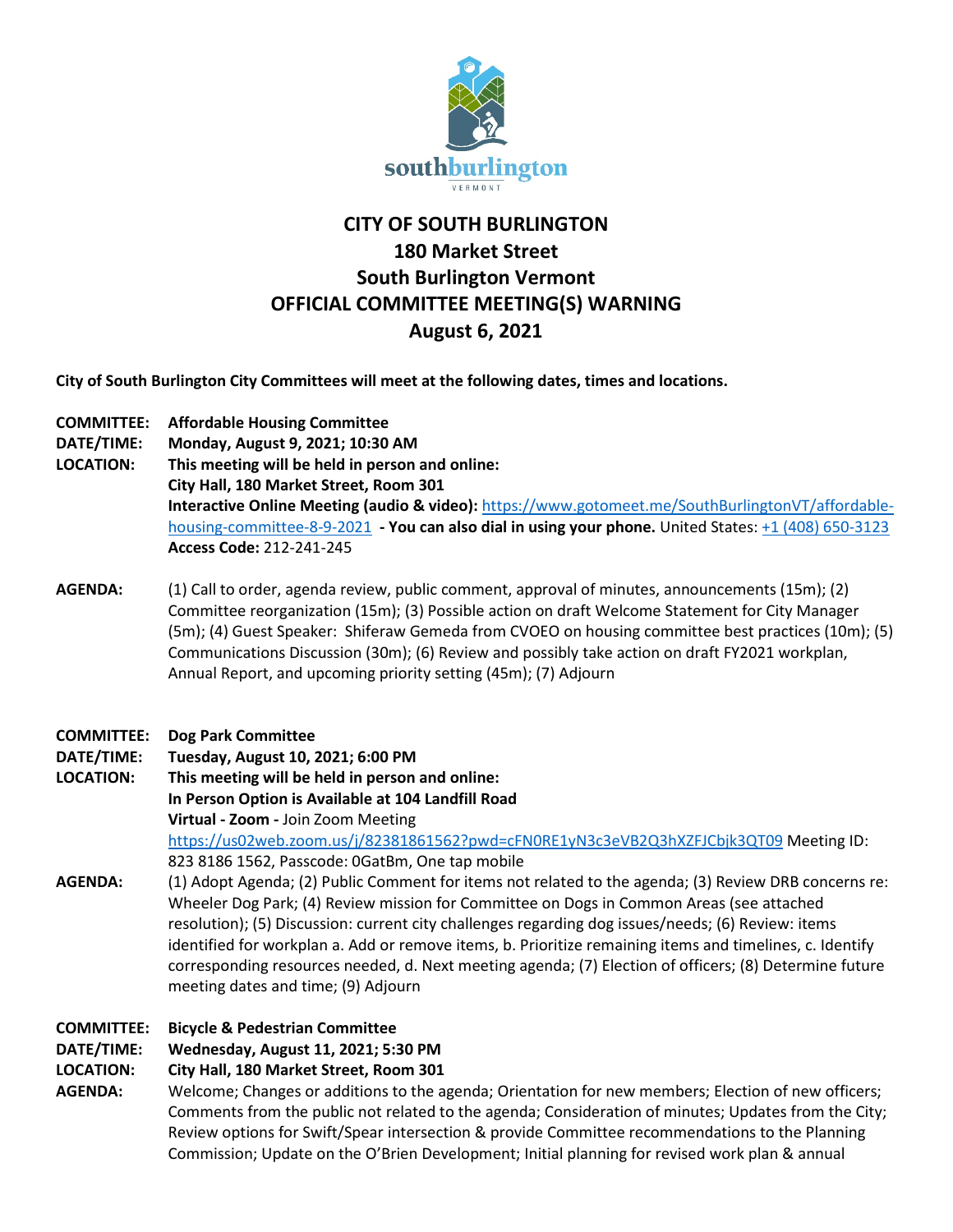# CITY OF SOUTH BURLINGTON
## 180 Market Street
## South Burlington Vermont
## OFFICIAL COMMITTEE MEETING(S) WARNING
## August 6, 2021

**City of South Burlington City Committees will meet at the following dates, times and locations.**

**COMMITTEE:** **Affordable Housing Committee**
**DATE/TIME:** **Monday, August 9, 2021; 10:30 AM**
**LOCATION:** **This meeting will be held in person and online:**
**City Hall, 180 Market Street, Room 301**
**Interactive Online Meeting (audio & video):** https://www.gotomeet.me/SouthBurlingtonVT/affordable-housing-committee-8-9-2021 **- You can also dial in using your phone.** United States: +1 (408) 650-3123
**Access Code:** 212-241-245

**AGENDA:** (1) Call to order, agenda review, public comment, approval of minutes, announcements (15m); (2) Committee reorganization (15m); (3) Possible action on draft Welcome Statement for City Manager (5m); (4) Guest Speaker: Shiferaw Gemeda from CVOEO on housing committee best practices (10m); (5) Communications Discussion (30m); (6) Review and possibly take action on draft FY2021 workplan, Annual Report, and upcoming priority setting (45m); (7) Adjourn

**COMMITTEE:** **Dog Park Committee**
**DATE/TIME:** **Tuesday, August 10, 2021; 6:00 PM**
**LOCATION:** **This meeting will be held in person and online:**
**In Person Option is Available at 104 Landfill Road**
**Virtual - Zoom -** Join Zoom Meeting
https://us02web.zoom.us/j/82381861562?pwd=cFN0RE1yN3c3eVB2Q3hXZFJCbjk3QT09 Meeting ID: 823 8186 1562, Passcode: 0GatBm, One tap mobile

**AGENDA:** (1) Adopt Agenda; (2) Public Comment for items not related to the agenda; (3) Review DRB concerns re: Wheeler Dog Park; (4) Review mission for Committee on Dogs in Common Areas (see attached resolution); (5) Discussion: current city challenges regarding dog issues/needs; (6) Review: items identified for workplan a. Add or remove items, b. Prioritize remaining items and timelines, c. Identify corresponding resources needed, d. Next meeting agenda; (7) Election of officers; (8) Determine future meeting dates and time; (9) Adjourn

**COMMITTEE:** **Bicycle & Pedestrian Committee**
**DATE/TIME:** **Wednesday, August 11, 2021; 5:30 PM**
**LOCATION:** **City Hall, 180 Market Street, Room 301**
**AGENDA:** Welcome; Changes or additions to the agenda; Orientation for new members; Election of new officers; Comments from the public not related to the agenda; Consideration of minutes; Updates from the City; Review options for Swift/Spear intersection & provide Committee recommendations to the Planning Commission; Update on the O'Brien Development; Initial planning for revised work plan & annual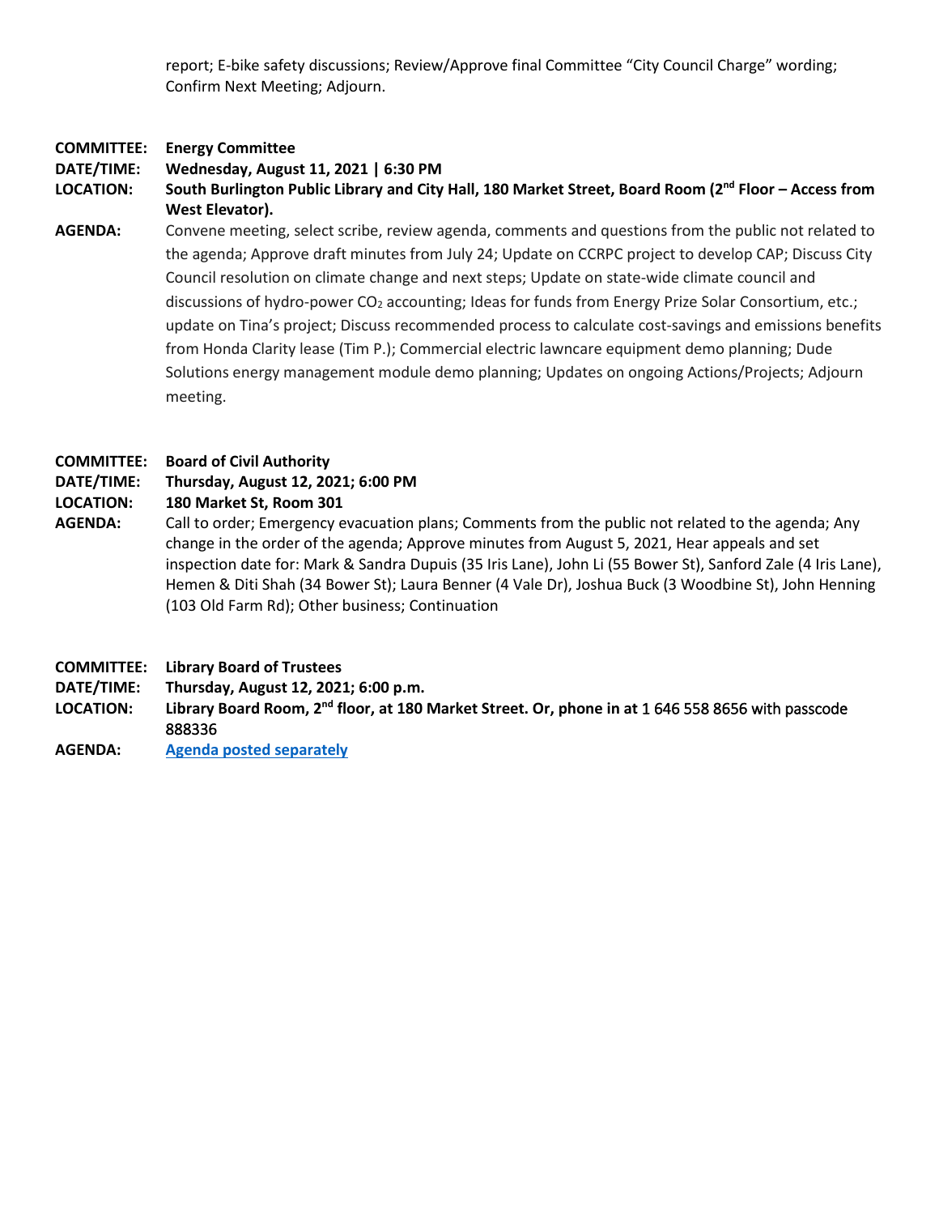report; E-bike safety discussions; Review/Approve final Committee "City Council Charge" wording; Confirm Next Meeting; Adjourn.

**COMMITTEE: Energy Committee**
**DATE/TIME: Wednesday, August 11, 2021 | 6:30 PM**
**LOCATION: South Burlington Public Library and City Hall, 180 Market Street, Board Room (2nd Floor – Access from West Elevator).**
**AGENDA:** Convene meeting, select scribe, review agenda, comments and questions from the public not related to the agenda; Approve draft minutes from July 24; Update on CCRPC project to develop CAP; Discuss City Council resolution on climate change and next steps; Update on state-wide climate council and discussions of hydro-power $CO_2$ accounting; Ideas for funds from Energy Prize Solar Consortium, etc.; update on Tina's project; Discuss recommended process to calculate cost-savings and emissions benefits from Honda Clarity lease (Tim P.); Commercial electric lawncare equipment demo planning; Dude Solutions energy management module demo planning; Updates on ongoing Actions/Projects; Adjourn meeting.

**COMMITTEE: Board of Civil Authority**
**DATE/TIME: Thursday, August 12, 2021; 6:00 PM**
**LOCATION: 180 Market St, Room 301**
**AGENDA:** Call to order; Emergency evacuation plans; Comments from the public not related to the agenda; Any change in the order of the agenda; Approve minutes from August 5, 2021, Hear appeals and set inspection date for: Mark & Sandra Dupuis (35 Iris Lane), John Li (55 Bower St), Sanford Zale (4 Iris Lane), Hemen & Diti Shah (34 Bower St); Laura Benner (4 Vale Dr), Joshua Buck (3 Woodbine St), John Henning (103 Old Farm Rd); Other business; Continuation

**COMMITTEE: Library Board of Trustees**
**DATE/TIME: Thursday, August 12, 2021; 6:00 p.m.**
**LOCATION: Library Board Room, 2nd floor, at 180 Market Street. Or, phone in at** 1 646 558 8656 with passcode 888336
**AGENDA:** **Agenda posted separately**